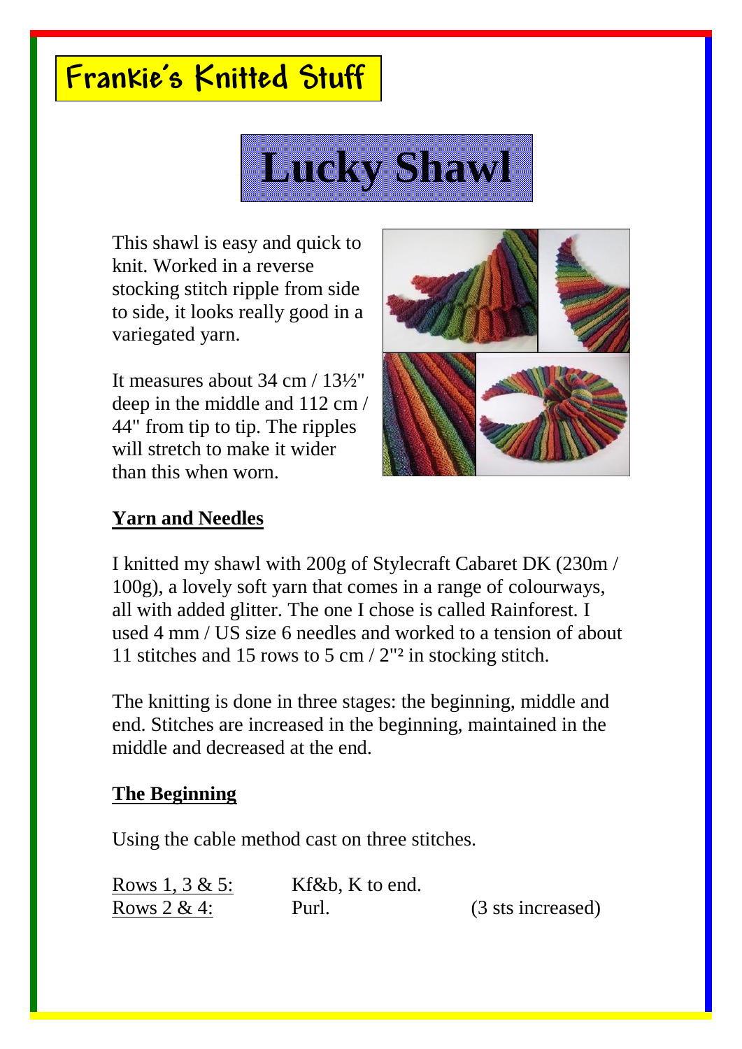# Frankie's Knitted Stuff

# Lucky Shawl

This shawl is easy and quick to knit. Worked in a reverse stocking stitch ripple from side to side, it looks really good in a variegated yarn.

It measures about 34 cm / 13½" deep in the middle and 112 cm / 44" from tip to tip. The ripples will stretch to make it wider than this when worn.

## Yarn and Needles

I knitted my shawl with 200g of Stylecraft Cabaret DK (230m / 100g), a lovely soft yarn that comes in a range of colourways, all with added glitter. The one I chose is called Rainforest. I used 4 mm / US size 6 needles and worked to a tension of about 11 stitches and 15 rows to 5 cm / 2"² in stocking stitch.

The knitting is done in three stages: the beginning, middle and end. Stitches are increased in the beginning, maintained in the middle and decreased at the end.

## The Beginning

Using the cable method cast on three stitches.

| | | |
|---|---|---|
| Rows 1, 3 & 5: | Kf&b, K to end. | |
| Rows 2 & 4: | Purl. | (3 sts increased) |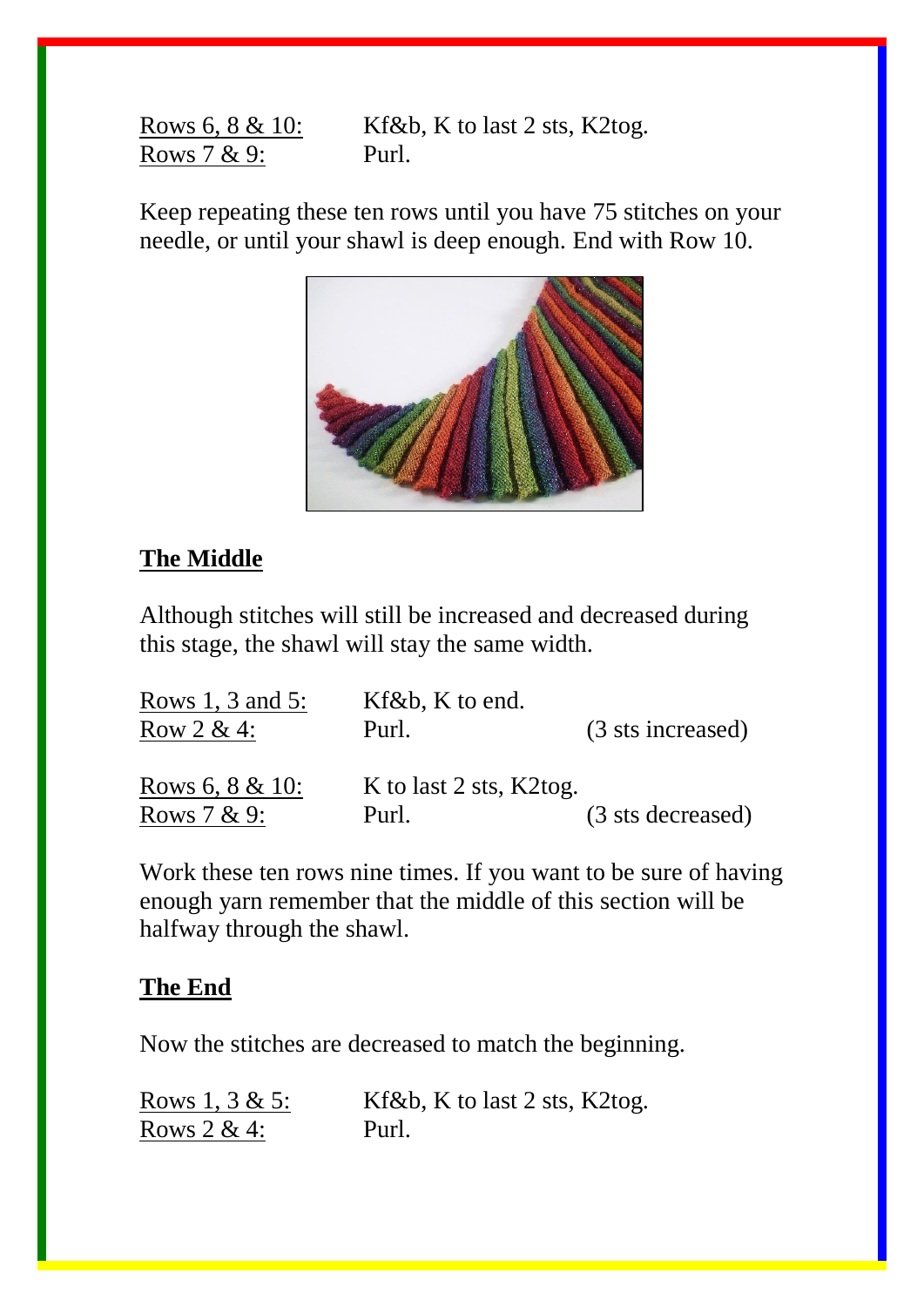| | | |
|---|---|---|
| Rows 6, 8 & 10: | Kf&b, K to last 2 sts, K2tog. | |
| Rows 7 & 9: | Purl. | |

Keep repeating these ten rows until you have 75 stitches on your needle, or until your shawl is deep enough. End with Row 10.

## The Middle

Although stitches will still be increased and decreased during this stage, the shawl will stay the same width.

| | | |
|---|---|---|
| Rows 1, 3 and 5: | Kf&b, K to end. | |
| Row 2 & 4: | Purl. | (3 sts increased) |
| Rows 6, 8 & 10: | K to last 2 sts, K2tog. | |
| Rows 7 & 9: | Purl. | (3 sts decreased) |

Work these ten rows nine times. If you want to be sure of having enough yarn remember that the middle of this section will be halfway through the shawl.

## The End

Now the stitches are decreased to match the beginning.

| | |
|---|---|
| Rows 1, 3 & 5: | Kf&b, K to last 2 sts, K2tog. |
| Rows 2 & 4: | Purl. |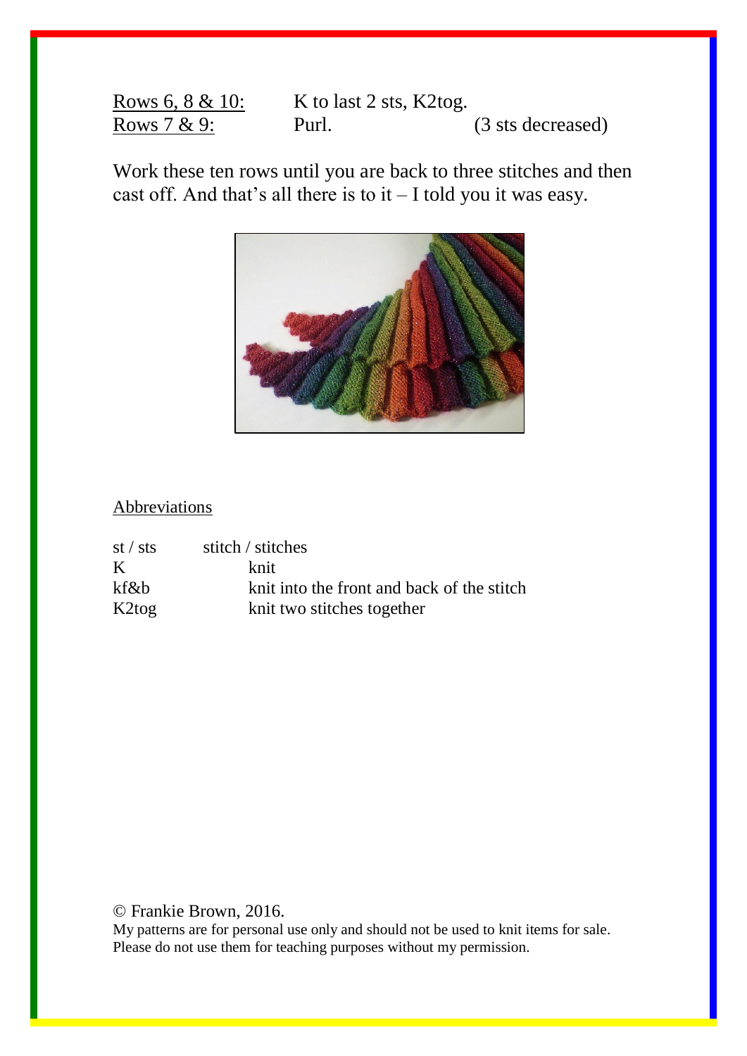<u>Rows 6, 8 & 10:</u> K to last 2 sts, K2tog.
<u>Rows 7 & 9:</u> Purl. (3 sts decreased)

Work these ten rows until you are back to three stitches and then cast off. And that's all there is to it – I told you it was easy.

<u>Abbreviations</u>

| | |
|---|---|
| st / sts | stitch / stitches |
| K | knit |
| kf&b | knit into the front and back of the stitch |
| K2tog | knit two stitches together |

© Frankie Brown, 2016.
My patterns are for personal use only and should not be used to knit items for sale. Please do not use them for teaching purposes without my permission.